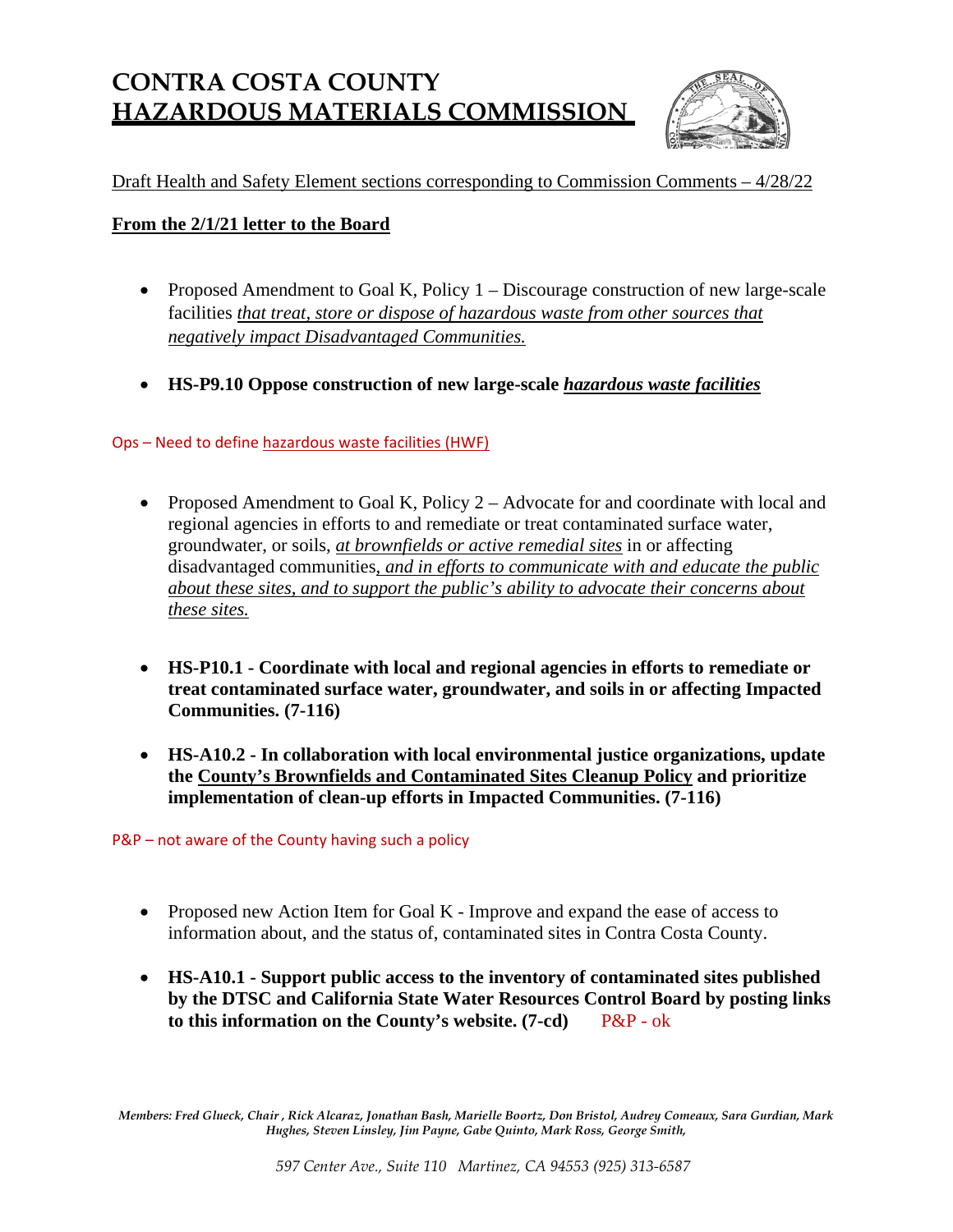# CONTRA COSTA COUNTY
# HAZARDOUS MATERIALS COMMISSION

Draft Health and Safety Element sections corresponding to Commission Comments – 4/28/22

**From the 2/1/21 letter to the Board**

- Proposed Amendment to Goal K, Policy 1 – Discourage construction of new large-scale facilities *that treat, store or dispose of hazardous waste from other sources that negatively impact Disadvantaged Communities.*

- **HS-P9.10 Oppose construction of new large-scale *hazardous waste facilities***

Ops – Need to define hazardous waste facilities (HWF)

- Proposed Amendment to Goal K, Policy 2 – Advocate for and coordinate with local and regional agencies in efforts to and remediate or treat contaminated surface water, groundwater, or soils, *at brownfields or active remedial sites* in or affecting disadvantaged communities*, and in efforts to communicate with and educate the public about these sites, and to support the public's ability to advocate their concerns about these sites.*

- **HS-P10.1 - Coordinate with local and regional agencies in efforts to remediate or treat contaminated surface water, groundwater, and soils in or affecting Impacted Communities. (7-116)**

- **HS-A10.2 - In collaboration with local environmental justice organizations, update the County's Brownfields and Contaminated Sites Cleanup Policy and prioritize implementation of clean-up efforts in Impacted Communities. (7-116)**

P&P – not aware of the County having such a policy

- Proposed new Action Item for Goal K - Improve and expand the ease of access to information about, and the status of, contaminated sites in Contra Costa County.

- **HS-A10.1 - Support public access to the inventory of contaminated sites published by the DTSC and California State Water Resources Control Board by posting links to this information on the County's website. (7-cd)** P&P - ok

*Members: Fred Glueck, Chair , Rick Alcaraz, Jonathan Bash, Marielle Boortz, Don Bristol, Audrey Comeaux, Sara Gurdian, Mark Hughes, Steven Linsley, Jim Payne, Gabe Quinto, Mark Ross, George Smith,*

*597 Center Ave., Suite 110 Martinez, CA 94553 (925) 313-6587*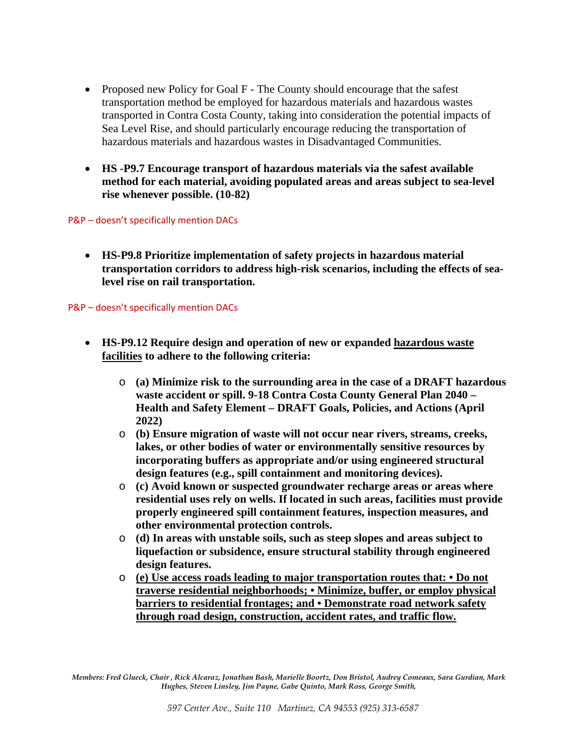- Proposed new Policy for Goal F - The County should encourage that the safest transportation method be employed for hazardous materials and hazardous wastes transported in Contra Costa County, taking into consideration the potential impacts of Sea Level Rise, and should particularly encourage reducing the transportation of hazardous materials and hazardous wastes in Disadvantaged Communities.

- **HS -P9.7 Encourage transport of hazardous materials via the safest available method for each material, avoiding populated areas and areas subject to sea-level rise whenever possible. (10-82)**

P&P – doesn't specifically mention DACs

- **HS-P9.8 Prioritize implementation of safety projects in hazardous material transportation corridors to address high-risk scenarios, including the effects of sea-level rise on rail transportation.**

P&P – doesn't specifically mention DACs

- **HS-P9.12 Require design and operation of new or expanded <u>hazardous waste facilities</u> to adhere to the following criteria:**
  - **(a) Minimize risk to the surrounding area in the case of a DRAFT hazardous waste accident or spill. 9-18 Contra Costa County General Plan 2040 – Health and Safety Element – DRAFT Goals, Policies, and Actions (April 2022)**
  - **(b) Ensure migration of waste will not occur near rivers, streams, creeks, lakes, or other bodies of water or environmentally sensitive resources by incorporating buffers as appropriate and/or using engineered structural design features (e.g., spill containment and monitoring devices).**
  - **(c) Avoid known or suspected groundwater recharge areas or areas where residential uses rely on wells. If located in such areas, facilities must provide properly engineered spill containment features, inspection measures, and other environmental protection controls.**
  - **(d) In areas with unstable soils, such as steep slopes and areas subject to liquefaction or subsidence, ensure structural stability through engineered design features.**
  - **<u>(e) Use access roads leading to major transportation routes that: • Do not traverse residential neighborhoods; • Minimize, buffer, or employ physical barriers to residential frontages; and • Demonstrate road network safety through road design, construction, accident rates, and traffic flow.</u>**

*Members: Fred Glueck, Chair , Rick Alcaraz, Jonathan Bash, Marielle Boortz, Don Bristol, Audrey Comeaux, Sara Gurdian, Mark Hughes, Steven Linsley, Jim Payne, Gabe Quinto, Mark Ross, George Smith,*

*597 Center Ave., Suite 110 Martinez, CA 94553 (925) 313-6587*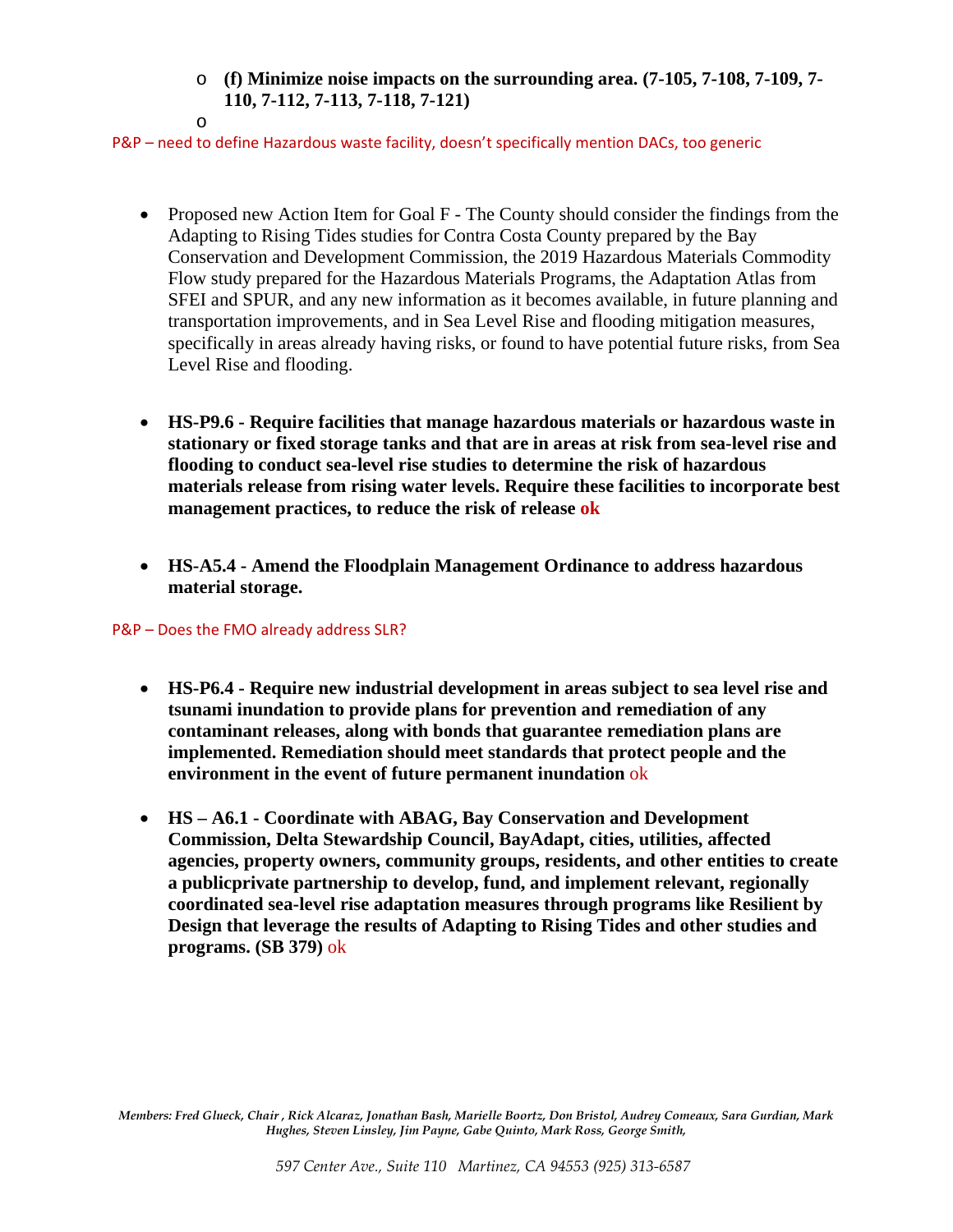- **(f) Minimize noise impacts on the surrounding area. (7-105, 7-108, 7-109, 7-110, 7-112, 7-113, 7-118, 7-121)**
- 

P&P – need to define Hazardous waste facility, doesn't specifically mention DACs, too generic

- Proposed new Action Item for Goal F - The County should consider the findings from the Adapting to Rising Tides studies for Contra Costa County prepared by the Bay Conservation and Development Commission, the 2019 Hazardous Materials Commodity Flow study prepared for the Hazardous Materials Programs, the Adaptation Atlas from SFEI and SPUR, and any new information as it becomes available, in future planning and transportation improvements, and in Sea Level Rise and flooding mitigation measures, specifically in areas already having risks, or found to have potential future risks, from Sea Level Rise and flooding.

- **HS-P9.6 - Require facilities that manage hazardous materials or hazardous waste in stationary or fixed storage tanks and that are in areas at risk from sea-level rise and flooding to conduct sea-level rise studies to determine the risk of hazardous materials release from rising water levels. Require these facilities to incorporate best management practices, to reduce the risk of release ok**

- **HS-A5.4 - Amend the Floodplain Management Ordinance to address hazardous material storage.**

P&P – Does the FMO already address SLR?

- **HS-P6.4 - Require new industrial development in areas subject to sea level rise and tsunami inundation to provide plans for prevention and remediation of any contaminant releases, along with bonds that guarantee remediation plans are implemented. Remediation should meet standards that protect people and the environment in the event of future permanent inundation** ok

- **HS – A6.1 - Coordinate with ABAG, Bay Conservation and Development Commission, Delta Stewardship Council, BayAdapt, cities, utilities, affected agencies, property owners, community groups, residents, and other entities to create a publicprivate partnership to develop, fund, and implement relevant, regionally coordinated sea-level rise adaptation measures through programs like Resilient by Design that leverage the results of Adapting to Rising Tides and other studies and programs. (SB 379)** ok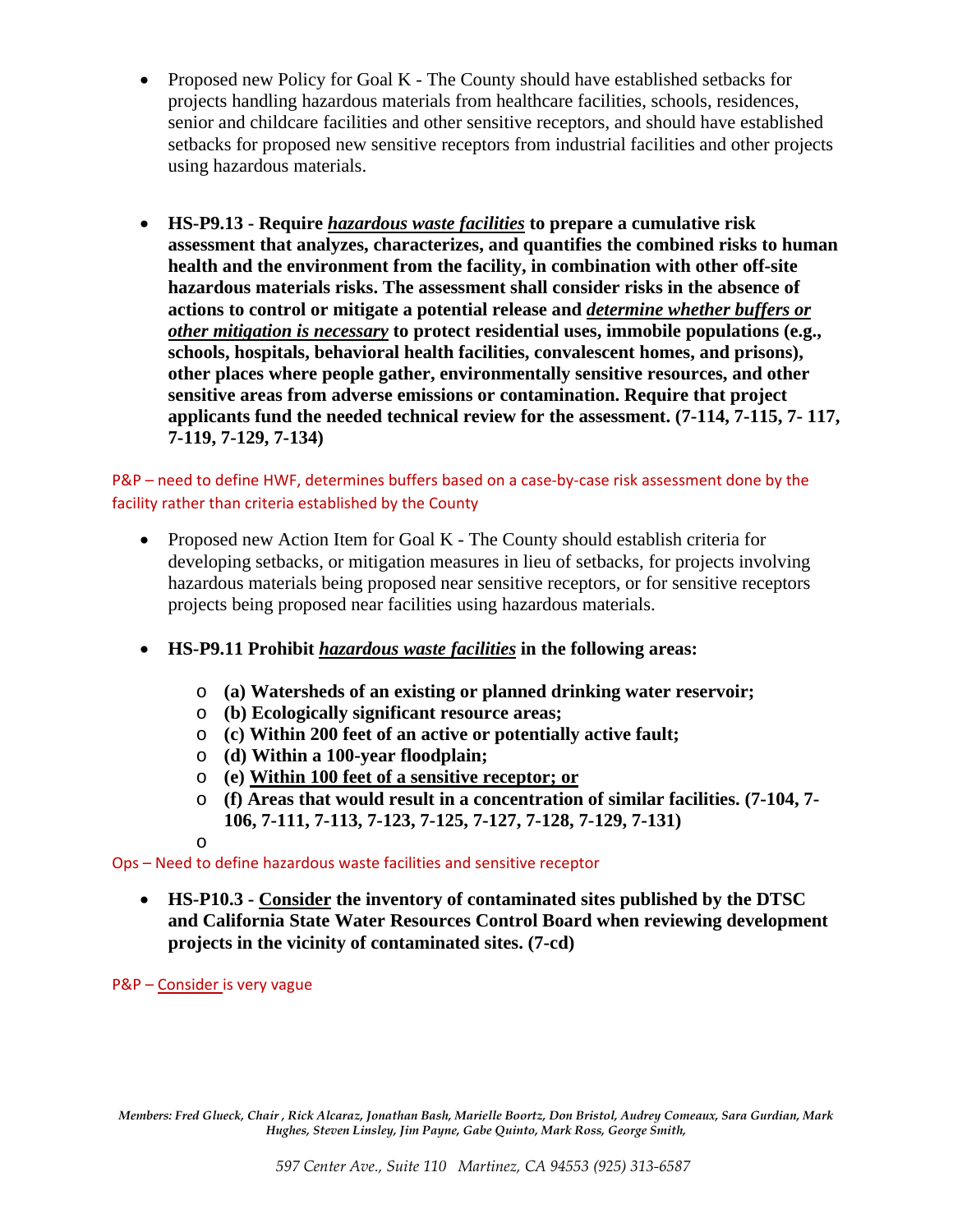- Proposed new Policy for Goal K - The County should have established setbacks for projects handling hazardous materials from healthcare facilities, schools, residences, senior and childcare facilities and other sensitive receptors, and should have established setbacks for proposed new sensitive receptors from industrial facilities and other projects using hazardous materials.

- **HS-P9.13 - Require *<u>hazardous waste facilities</u>* to prepare a cumulative risk assessment that analyzes, characterizes, and quantifies the combined risks to human health and the environment from the facility, in combination with other off-site hazardous materials risks. The assessment shall consider risks in the absence of actions to control or mitigate a potential release and *<u>determine whether buffers or other mitigation is necessary</u>* to protect residential uses, immobile populations (e.g., schools, hospitals, behavioral health facilities, convalescent homes, and prisons), other places where people gather, environmentally sensitive resources, and other sensitive areas from adverse emissions or contamination. Require that project applicants fund the needed technical review for the assessment. (7-114, 7-115, 7- 117, 7-119, 7-129, 7-134)**

P&P – need to define HWF, determines buffers based on a case-by-case risk assessment done by the facility rather than criteria established by the County

- Proposed new Action Item for Goal K - The County should establish criteria for developing setbacks, or mitigation measures in lieu of setbacks, for projects involving hazardous materials being proposed near sensitive receptors, or for sensitive receptors projects being proposed near facilities using hazardous materials.

- **HS-P9.11 Prohibit *<u>hazardous waste facilities</u>* in the following areas:**
  - **(a) Watersheds of an existing or planned drinking water reservoir;**
  - **(b) Ecologically significant resource areas;**
  - **(c) Within 200 feet of an active or potentially active fault;**
  - **(d) Within a 100-year floodplain;**
  - **(e) <u>Within 100 feet of a sensitive receptor; or</u>**
  - **(f) Areas that would result in a concentration of similar facilities. (7-104, 7-106, 7-111, 7-113, 7-123, 7-125, 7-127, 7-128, 7-129, 7-131)**

Ops – Need to define hazardous waste facilities and sensitive receptor

- **HS-P10.3 - <u>Consider</u> the inventory of contaminated sites published by the DTSC and California State Water Resources Control Board when reviewing development projects in the vicinity of contaminated sites. (7-cd)**

P&P – <u>Consider</u> is very vague

*Members: Fred Glueck, Chair , Rick Alcaraz, Jonathan Bash, Marielle Boortz, Don Bristol, Audrey Comeaux, Sara Gurdian, Mark Hughes, Steven Linsley, Jim Payne, Gabe Quinto, Mark Ross, George Smith,*

*597 Center Ave., Suite 110 Martinez, CA 94553 (925) 313-6587*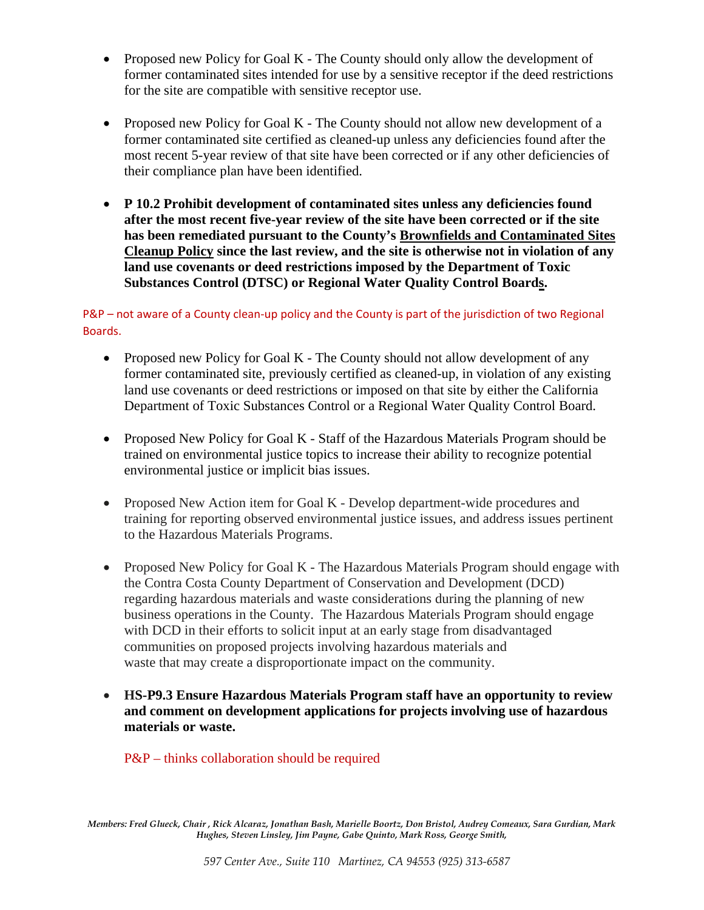- Proposed new Policy for Goal K - The County should only allow the development of former contaminated sites intended for use by a sensitive receptor if the deed restrictions for the site are compatible with sensitive receptor use.

- Proposed new Policy for Goal K - The County should not allow new development of a former contaminated site certified as cleaned-up unless any deficiencies found after the most recent 5-year review of that site have been corrected or if any other deficiencies of their compliance plan have been identified.

- **P 10.2 Prohibit development of contaminated sites unless any deficiencies found after the most recent five-year review of the site have been corrected or if the site has been remediated pursuant to the County's <u>Brownfields and Contaminated Sites Cleanup Policy</u> since the last review, and the site is otherwise not in violation of any land use covenants or deed restrictions imposed by the Department of Toxic Substances Control (DTSC) or Regional Water Quality Control Boards.**

P&P – not aware of a County clean-up policy and the County is part of the jurisdiction of two Regional Boards.

- Proposed new Policy for Goal K - The County should not allow development of any former contaminated site, previously certified as cleaned-up, in violation of any existing land use covenants or deed restrictions or imposed on that site by either the California Department of Toxic Substances Control or a Regional Water Quality Control Board.

- Proposed New Policy for Goal K - Staff of the Hazardous Materials Program should be trained on environmental justice topics to increase their ability to recognize potential environmental justice or implicit bias issues.

- Proposed New Action item for Goal K - Develop department-wide procedures and training for reporting observed environmental justice issues, and address issues pertinent to the Hazardous Materials Programs.

- Proposed New Policy for Goal K - The Hazardous Materials Program should engage with the Contra Costa County Department of Conservation and Development (DCD) regarding hazardous materials and waste considerations during the planning of new business operations in the County. The Hazardous Materials Program should engage with DCD in their efforts to solicit input at an early stage from disadvantaged communities on proposed projects involving hazardous materials and waste that may create a disproportionate impact on the community.

- **HS-P9.3 Ensure Hazardous Materials Program staff have an opportunity to review and comment on development applications for projects involving use of hazardous materials or waste.**

  P&P – thinks collaboration should be required

*Members: Fred Glueck, Chair , Rick Alcaraz, Jonathan Bash, Marielle Boortz, Don Bristol, Audrey Comeaux, Sara Gurdian, Mark Hughes, Steven Linsley, Jim Payne, Gabe Quinto, Mark Ross, George Smith,*

*597 Center Ave., Suite 110 Martinez, CA 94553 (925) 313-6587*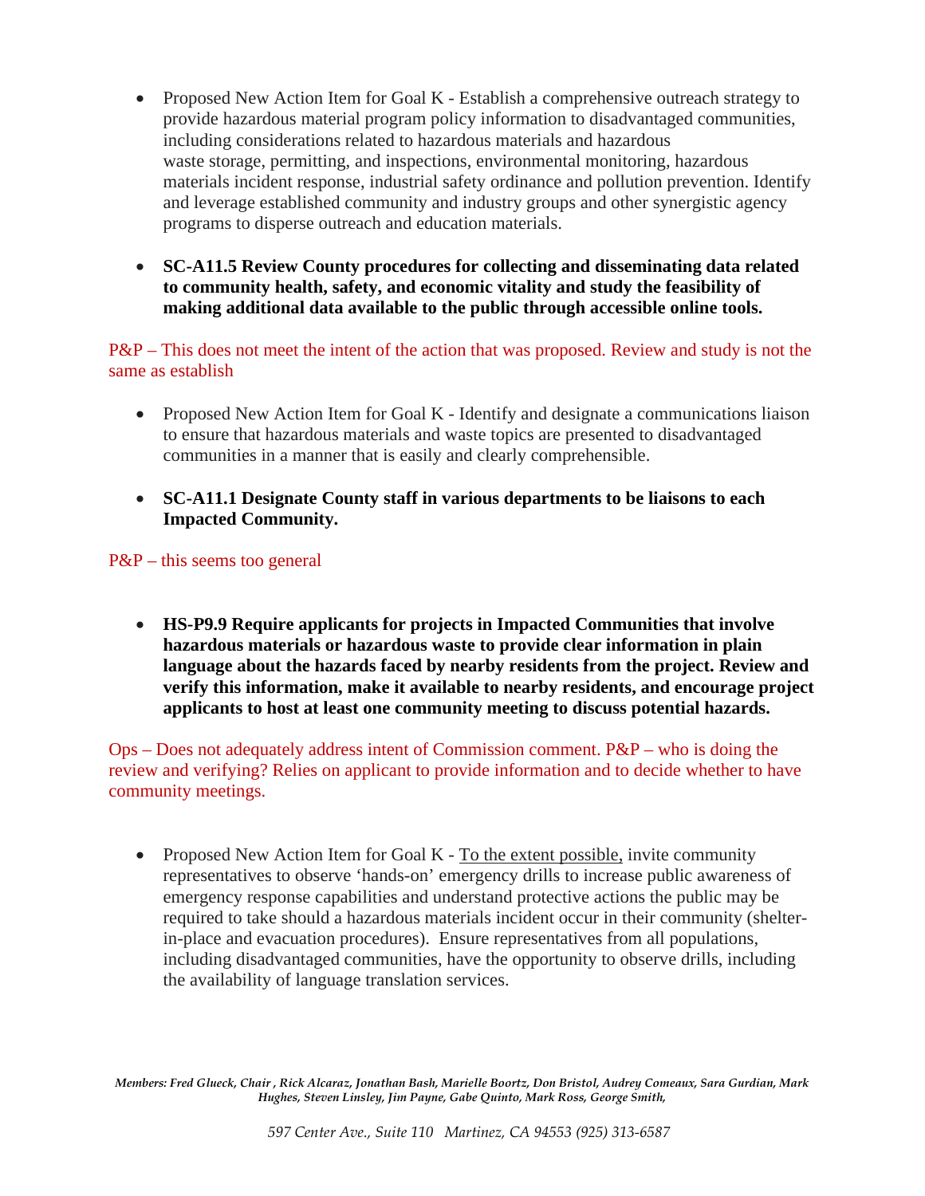- Proposed New Action Item for Goal K - Establish a comprehensive outreach strategy to provide hazardous material program policy information to disadvantaged communities, including considerations related to hazardous materials and hazardous waste storage, permitting, and inspections, environmental monitoring, hazardous materials incident response, industrial safety ordinance and pollution prevention. Identify and leverage established community and industry groups and other synergistic agency programs to disperse outreach and education materials.

- **SC-A11.5 Review County procedures for collecting and disseminating data related to community health, safety, and economic vitality and study the feasibility of making additional data available to the public through accessible online tools.**

P&P – This does not meet the intent of the action that was proposed. Review and study is not the same as establish

- Proposed New Action Item for Goal K - Identify and designate a communications liaison to ensure that hazardous materials and waste topics are presented to disadvantaged communities in a manner that is easily and clearly comprehensible.

- **SC-A11.1 Designate County staff in various departments to be liaisons to each Impacted Community.**

P&P – this seems too general

- **HS-P9.9 Require applicants for projects in Impacted Communities that involve hazardous materials or hazardous waste to provide clear information in plain language about the hazards faced by nearby residents from the project. Review and verify this information, make it available to nearby residents, and encourage project applicants to host at least one community meeting to discuss potential hazards.**

Ops – Does not adequately address intent of Commission comment. P&P – who is doing the review and verifying? Relies on applicant to provide information and to decide whether to have community meetings.

- Proposed New Action Item for Goal K - To the extent possible, invite community representatives to observe 'hands-on' emergency drills to increase public awareness of emergency response capabilities and understand protective actions the public may be required to take should a hazardous materials incident occur in their community (shelter-in-place and evacuation procedures). Ensure representatives from all populations, including disadvantaged communities, have the opportunity to observe drills, including the availability of language translation services.

*Members: Fred Glueck, Chair , Rick Alcaraz, Jonathan Bash, Marielle Boortz, Don Bristol, Audrey Comeaux, Sara Gurdian, Mark Hughes, Steven Linsley, Jim Payne, Gabe Quinto, Mark Ross, George Smith,*

*597 Center Ave., Suite 110 Martinez, CA 94553 (925) 313-6587*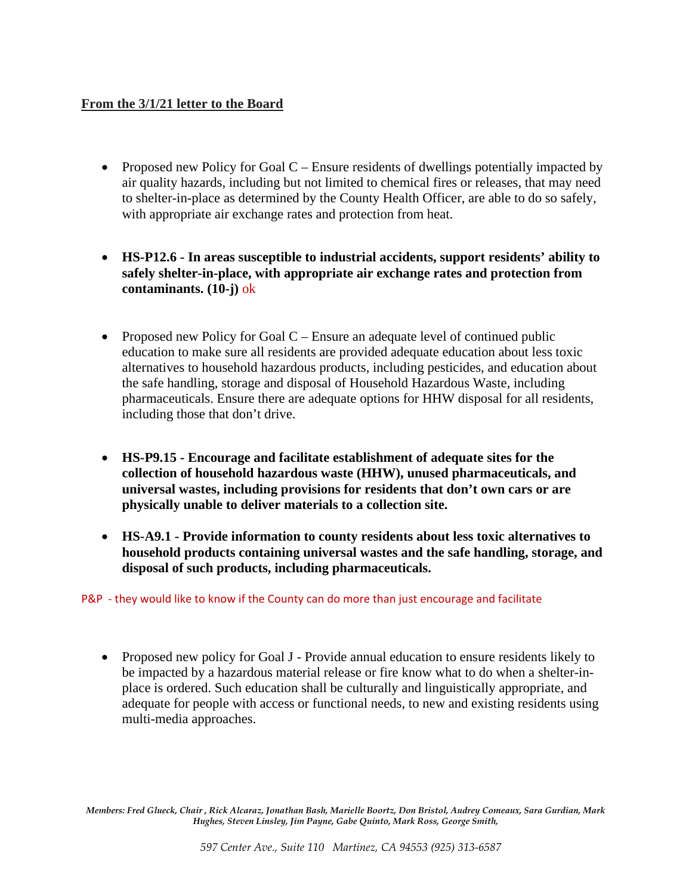**From the 3/1/21 letter to the Board**

- Proposed new Policy for Goal C – Ensure residents of dwellings potentially impacted by air quality hazards, including but not limited to chemical fires or releases, that may need to shelter-in-place as determined by the County Health Officer, are able to do so safely, with appropriate air exchange rates and protection from heat.

- **HS-P12.6 - In areas susceptible to industrial accidents, support residents' ability to safely shelter-in-place, with appropriate air exchange rates and protection from contaminants. (10-j)** ok

- Proposed new Policy for Goal C – Ensure an adequate level of continued public education to make sure all residents are provided adequate education about less toxic alternatives to household hazardous products, including pesticides, and education about the safe handling, storage and disposal of Household Hazardous Waste, including pharmaceuticals. Ensure there are adequate options for HHW disposal for all residents, including those that don't drive.

- **HS-P9.15 - Encourage and facilitate establishment of adequate sites for the collection of household hazardous waste (HHW), unused pharmaceuticals, and universal wastes, including provisions for residents that don't own cars or are physically unable to deliver materials to a collection site.**

- **HS-A9.1 - Provide information to county residents about less toxic alternatives to household products containing universal wastes and the safe handling, storage, and disposal of such products, including pharmaceuticals.**

P&P - they would like to know if the County can do more than just encourage and facilitate

- Proposed new policy for Goal J - Provide annual education to ensure residents likely to be impacted by a hazardous material release or fire know what to do when a shelter-in-place is ordered. Such education shall be culturally and linguistically appropriate, and adequate for people with access or functional needs, to new and existing residents using multi-media approaches.

*Members: Fred Glueck, Chair , Rick Alcaraz, Jonathan Bash, Marielle Boortz, Don Bristol, Audrey Comeaux, Sara Gurdian, Mark Hughes, Steven Linsley, Jim Payne, Gabe Quinto, Mark Ross, George Smith,*

*597 Center Ave., Suite 110 Martinez, CA 94553 (925) 313-6587*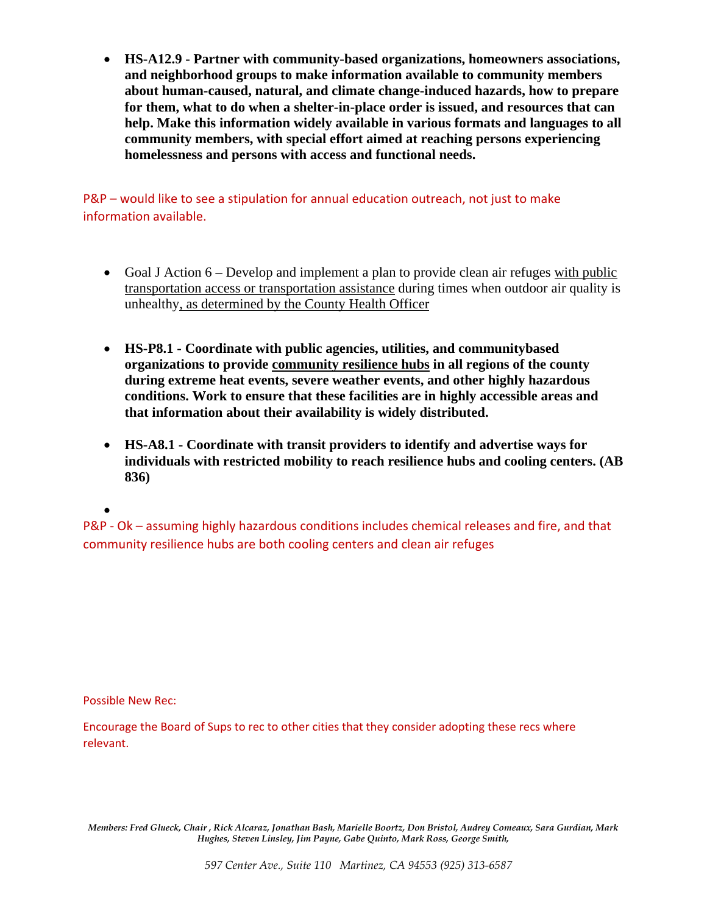- **HS-A12.9 - Partner with community-based organizations, homeowners associations, and neighborhood groups to make information available to community members about human-caused, natural, and climate change-induced hazards, how to prepare for them, what to do when a shelter-in-place order is issued, and resources that can help. Make this information widely available in various formats and languages to all community members, with special effort aimed at reaching persons experiencing homelessness and persons with access and functional needs.**

P&P – would like to see a stipulation for annual education outreach, not just to make information available.

- Goal J Action 6 – Develop and implement a plan to provide clean air refuges <u>with public transportation access or transportation assistance</u> during times when outdoor air quality is unhealthy<u>, as determined by the County Health Officer</u>

- **HS-P8.1 - Coordinate with public agencies, utilities, and communitybased organizations to provide <u>community resilience hubs</u> in all regions of the county during extreme heat events, severe weather events, and other highly hazardous conditions. Work to ensure that these facilities are in highly accessible areas and that information about their availability is widely distributed.**

- **HS-A8.1 - Coordinate with transit providers to identify and advertise ways for individuals with restricted mobility to reach resilience hubs and cooling centers. (AB 836)**

P&P - Ok – assuming highly hazardous conditions includes chemical releases and fire, and that community resilience hubs are both cooling centers and clean air refuges

Possible New Rec:

Encourage the Board of Sups to rec to other cities that they consider adopting these recs where relevant.

*Members: Fred Glueck, Chair , Rick Alcaraz, Jonathan Bash, Marielle Boortz, Don Bristol, Audrey Comeaux, Sara Gurdian, Mark Hughes, Steven Linsley, Jim Payne, Gabe Quinto, Mark Ross, George Smith,*

*597 Center Ave., Suite 110 Martinez, CA 94553 (925) 313-6587*